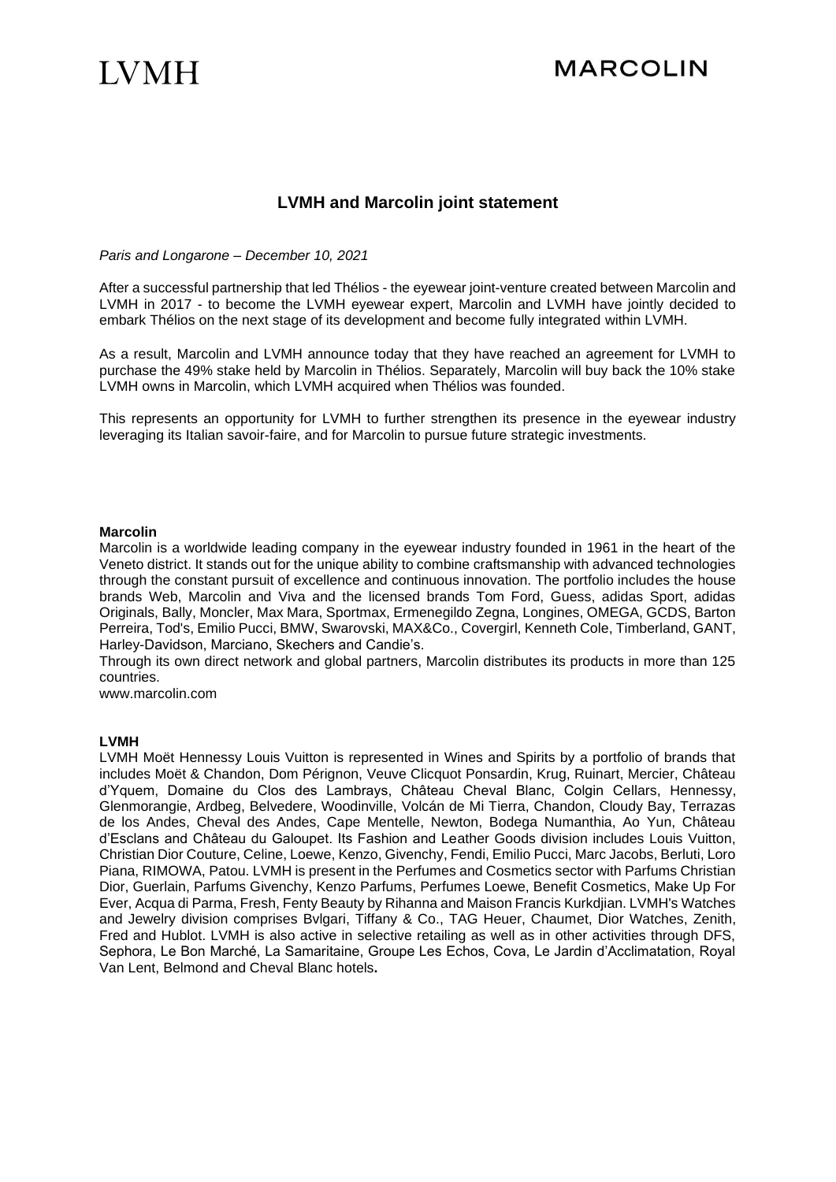LVMH

MARCOLIN

# LVMH and Marcolin joint statement

*Paris and Longarone – December 10, 2021*

After a successful partnership that led Thélios - the eyewear joint-venture created between Marcolin and LVMH in 2017 - to become the LVMH eyewear expert, Marcolin and LVMH have jointly decided to embark Thélios on the next stage of its development and become fully integrated within LVMH.

As a result, Marcolin and LVMH announce today that they have reached an agreement for LVMH to purchase the 49% stake held by Marcolin in Thélios. Separately, Marcolin will buy back the 10% stake LVMH owns in Marcolin, which LVMH acquired when Thélios was founded.

This represents an opportunity for LVMH to further strengthen its presence in the eyewear industry leveraging its Italian savoir-faire, and for Marcolin to pursue future strategic investments.

**Marcolin**
Marcolin is a worldwide leading company in the eyewear industry founded in 1961 in the heart of the Veneto district. It stands out for the unique ability to combine craftsmanship with advanced technologies through the constant pursuit of excellence and continuous innovation. The portfolio includes the house brands Web, Marcolin and Viva and the licensed brands Tom Ford, Guess, adidas Sport, adidas Originals, Bally, Moncler, Max Mara, Sportmax, Ermenegildo Zegna, Longines, OMEGA, GCDS, Barton Perreira, Tod's, Emilio Pucci, BMW, Swarovski, MAX&Co., Covergirl, Kenneth Cole, Timberland, GANT, Harley-Davidson, Marciano, Skechers and Candie's.
Through its own direct network and global partners, Marcolin distributes its products in more than 125 countries.
www.marcolin.com

**LVMH**
LVMH Moët Hennessy Louis Vuitton is represented in Wines and Spirits by a portfolio of brands that includes Moët & Chandon, Dom Pérignon, Veuve Clicquot Ponsardin, Krug, Ruinart, Mercier, Château d'Yquem, Domaine du Clos des Lambrays, Château Cheval Blanc, Colgin Cellars, Hennessy, Glenmorangie, Ardbeg, Belvedere, Woodinville, Volcán de Mi Tierra, Chandon, Cloudy Bay, Terrazas de los Andes, Cheval des Andes, Cape Mentelle, Newton, Bodega Numanthia, Ao Yun, Château d'Esclans and Château du Galoupet. Its Fashion and Leather Goods division includes Louis Vuitton, Christian Dior Couture, Celine, Loewe, Kenzo, Givenchy, Fendi, Emilio Pucci, Marc Jacobs, Berluti, Loro Piana, RIMOWA, Patou. LVMH is present in the Perfumes and Cosmetics sector with Parfums Christian Dior, Guerlain, Parfums Givenchy, Kenzo Parfums, Perfumes Loewe, Benefit Cosmetics, Make Up For Ever, Acqua di Parma, Fresh, Fenty Beauty by Rihanna and Maison Francis Kurkdjian. LVMH's Watches and Jewelry division comprises Bvlgari, Tiffany & Co., TAG Heuer, Chaumet, Dior Watches, Zenith, Fred and Hublot. LVMH is also active in selective retailing as well as in other activities through DFS, Sephora, Le Bon Marché, La Samaritaine, Groupe Les Echos, Cova, Le Jardin d'Acclimatation, Royal Van Lent, Belmond and Cheval Blanc hotels**.**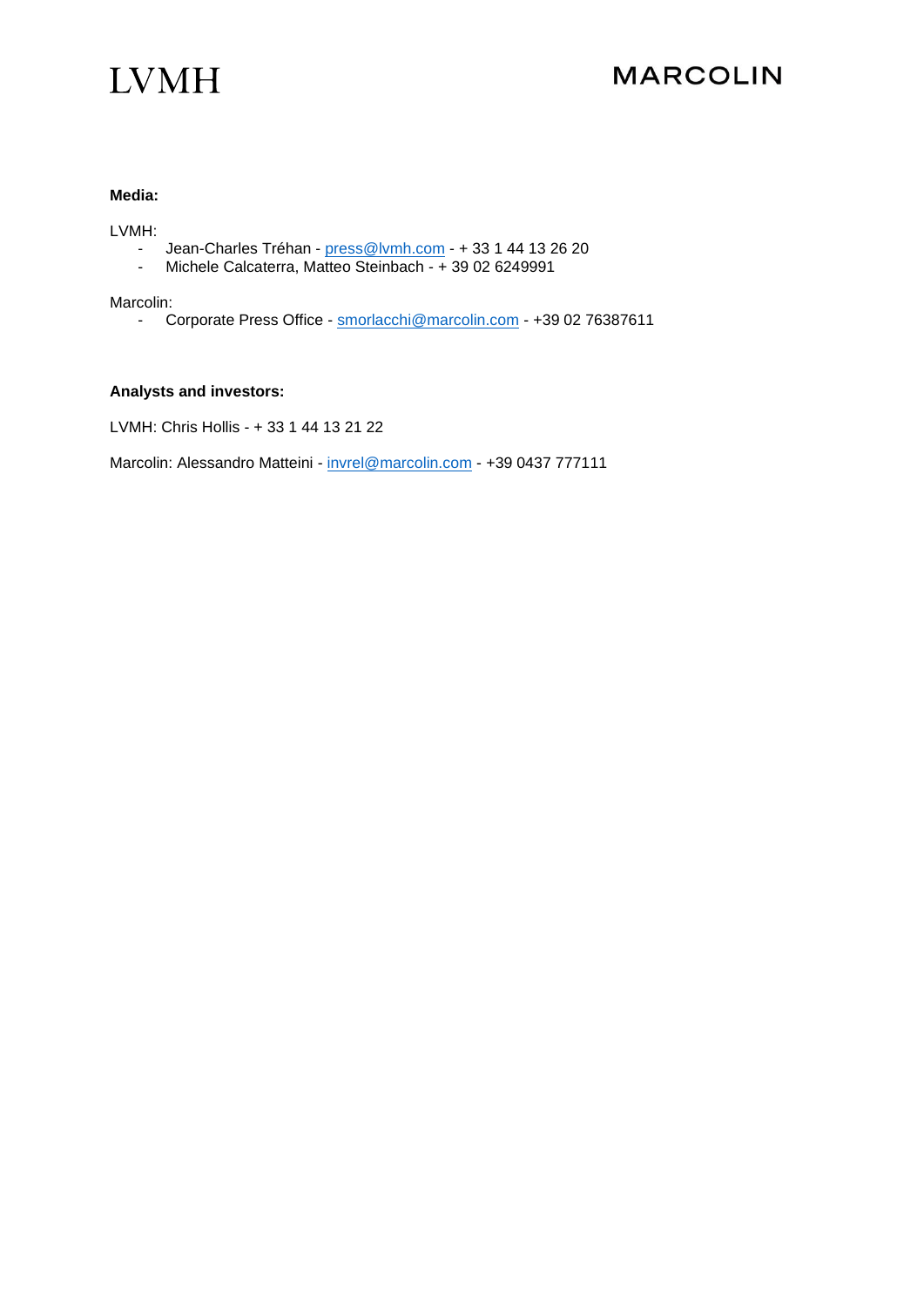LVMH MARCOLIN

**Media:**

LVMH:
- Jean-Charles Tréhan - press@lvmh.com - + 33 1 44 13 26 20
- Michele Calcaterra, Matteo Steinbach - + 39 02 6249991

Marcolin:
- Corporate Press Office - smorlacchi@marcolin.com - +39 02 76387611

**Analysts and investors:**

LVMH: Chris Hollis - + 33 1 44 13 21 22

Marcolin: Alessandro Matteini - invrel@marcolin.com - +39 0437 777111